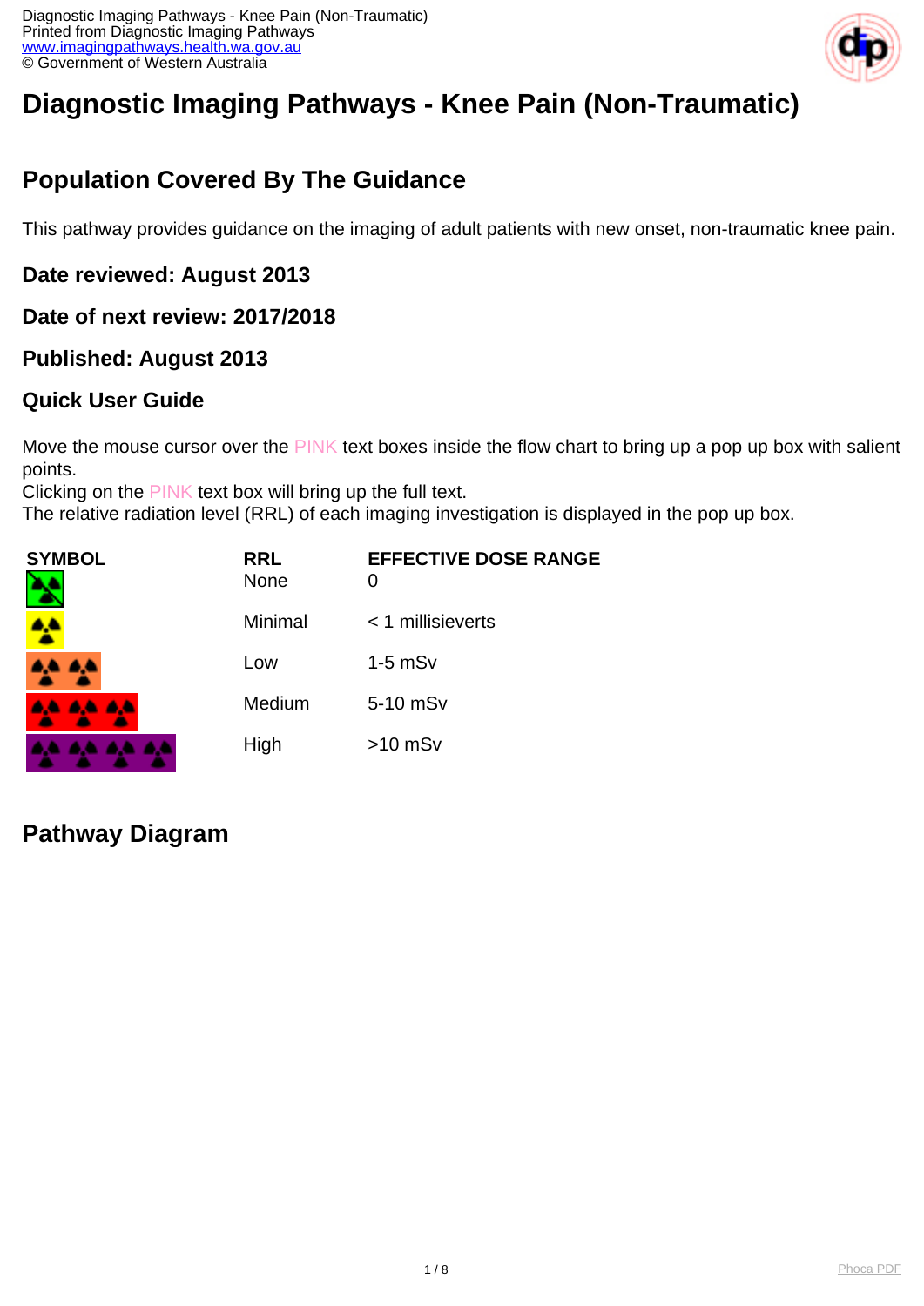# Diagnostic Imaging Pathways - Knee Pain (Non-Traumatic)

## Population Covered By The Guidance

This pathway provides guidance on the imaging of adult patients with new onset, non-traumatic knee pain.

### Date reviewed: August 2013

### Date of next review: 2017/2018

### Published: August 2013

### Quick User Guide

Move the mouse cursor over the PINK text boxes inside the flow chart to bring up a pop up box with salient points.
Clicking on the PINK text box will bring up the full text.
The relative radiation level (RRL) of each imaging investigation is displayed in the pop up box.

| SYMBOL | RRL | EFFECTIVE DOSE RANGE |
| --- | --- | --- |
| | None | 0 |
| | Minimal | < 1 millisieverts |
| | Low | 1-5 mSv |
| | Medium | 5-10 mSv |
| | High | >10 mSv |

## Pathway Diagram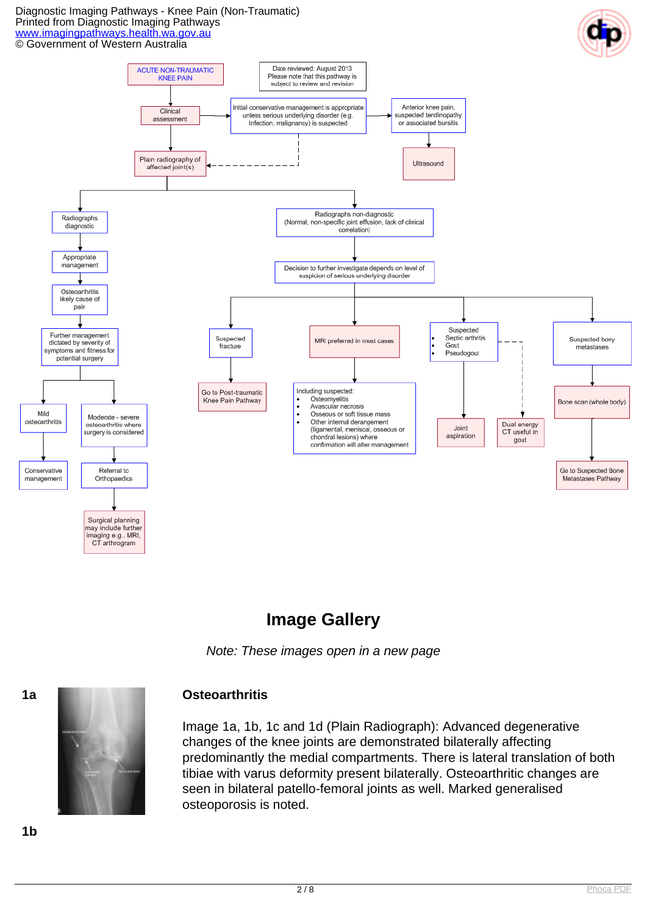Diagnostic Imaging Pathways - Knee Pain (Non-Traumatic)
Printed from Diagnostic Imaging Pathways
www.imagingpathways.health.wa.gov.au
© Government of Western Australia

ACUTE NON-TRAUMATIC KNEE PAIN

Date reviewed: August 2013
Please note that this pathway is subject to review and revision

Clinical assessment

Initial conservative management is appropriate unless serious underlying disorder (e.g. Infection, malignancy) is suspected

Anterior knee pain, suspected tendinopathy or associated bursitis

Ultrasound

Plain radiography of affected joint(s)

Radiographs diagnostic

Appropriate management

Osteoarthritis likely cause of pain

Further management dictated by severity of symptoms and fitness for potential surgery

Mild osteoarthritis

Conservative management

Moderate - severe osteoarthritis where surgery is considered

Referral to Orthopaedics

Surgical planning may include further imaging e.g.. MRI, CT arthrogram

Radiographs non-diagnostic (Normal, non-specific joint effusion, lack of clinical correlation)

Decision to further investigate depends on level of suspicion of serious underlying disorder

Suspected fracture

Go to Post-traumatic Knee Pain Pathway

MRI preferred in most cases

Including suspected:
- Osteomyelitis
- Avascular necrosis
- Osseous or soft tissue mass
- Other internal derangement (ligamental, meniscal, osseous or chondral lesions) where confirmation will alter management

Suspected
- Septic arthritis
- Gout
- Pseudogout

Joint aspiration

Dual energy CT useful in gout

Suspected bony metastases

Bone scan (whole body)

Go to Suspected Bone Metastases Pathway

# Image Gallery

*Note: These images open in a new page*

**1a**

## Osteoarthritis

Image 1a, 1b, 1c and 1d (Plain Radiograph): Advanced degenerative changes of the knee joints are demonstrated bilaterally affecting predominantly the medial compartments. There is lateral translation of both tibiae with varus deformity present bilaterally. Osteoarthritic changes are seen in bilateral patello-femoral joints as well. Marked generalised osteoporosis is noted.

**1b**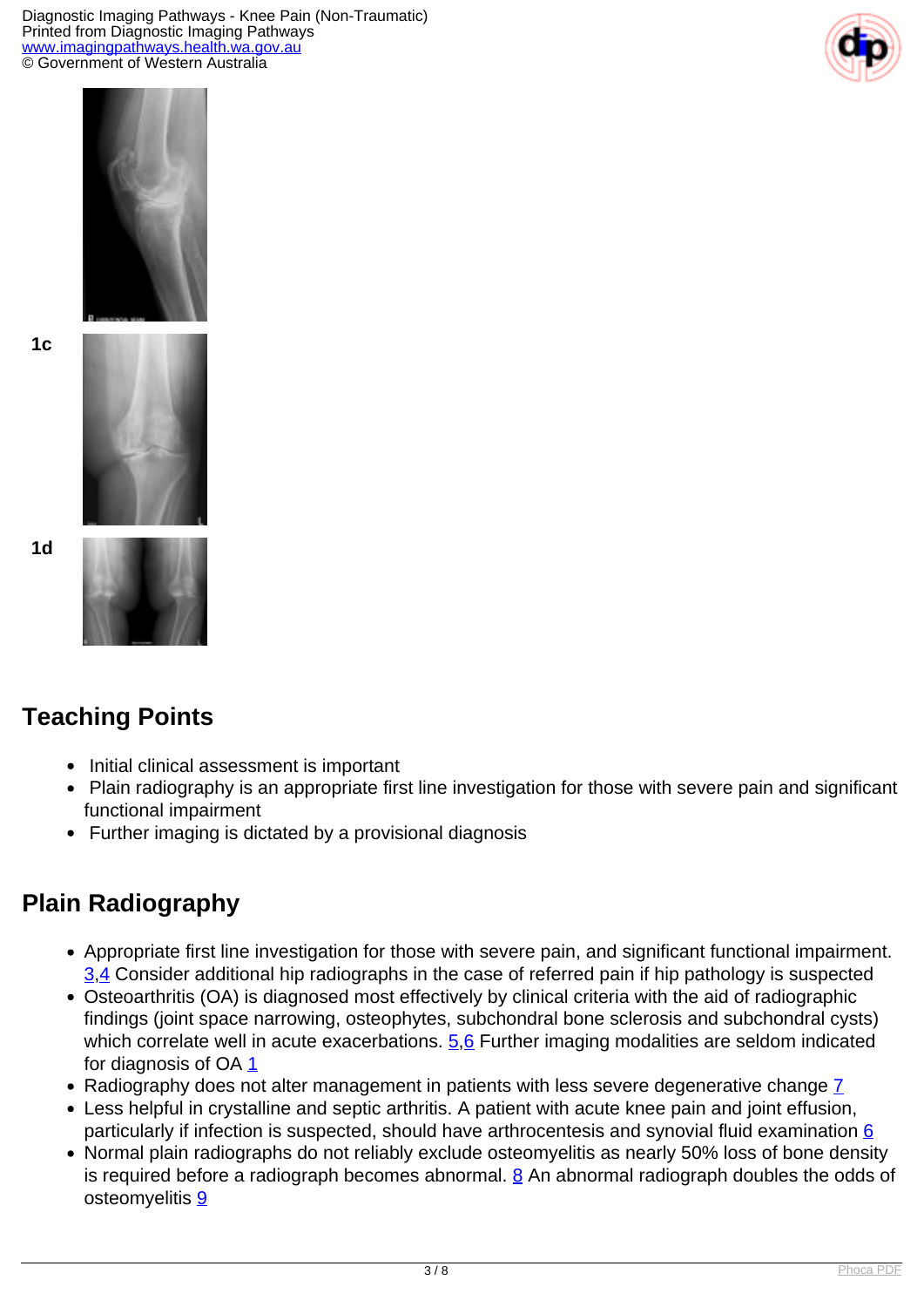1c

1d

## Teaching Points

- Initial clinical assessment is important
- Plain radiography is an appropriate first line investigation for those with severe pain and significant functional impairment
- Further imaging is dictated by a provisional diagnosis

## Plain Radiography

- Appropriate first line investigation for those with severe pain, and significant functional impairment. [3,4] Consider additional hip radiographs in the case of referred pain if hip pathology is suspected
- Osteoarthritis (OA) is diagnosed most effectively by clinical criteria with the aid of radiographic findings (joint space narrowing, osteophytes, subchondral bone sclerosis and subchondral cysts) which correlate well in acute exacerbations. [5,6] Further imaging modalities are seldom indicated for diagnosis of OA [1]
- Radiography does not alter management in patients with less severe degenerative change [7]
- Less helpful in crystalline and septic arthritis. A patient with acute knee pain and joint effusion, particularly if infection is suspected, should have arthrocentesis and synovial fluid examination [6]
- Normal plain radiographs do not reliably exclude osteomyelitis as nearly 50% loss of bone density is required before a radiograph becomes abnormal. [8] An abnormal radiograph doubles the odds of osteomyelitis [9]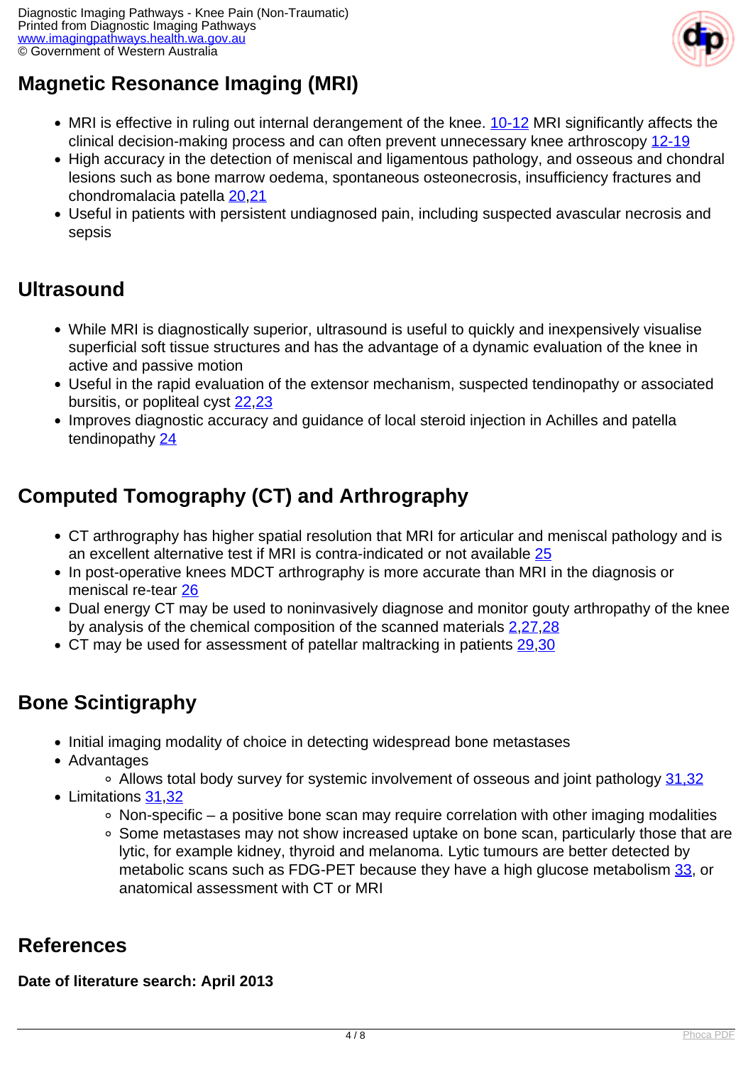## Magnetic Resonance Imaging (MRI)

- MRI is effective in ruling out internal derangement of the knee. 10-12 MRI significantly affects the clinical decision-making process and can often prevent unnecessary knee arthroscopy 12-19
- High accuracy in the detection of meniscal and ligamentous pathology, and osseous and chondral lesions such as bone marrow oedema, spontaneous osteonecrosis, insufficiency fractures and chondromalacia patella 20,21
- Useful in patients with persistent undiagnosed pain, including suspected avascular necrosis and sepsis

## Ultrasound

- While MRI is diagnostically superior, ultrasound is useful to quickly and inexpensively visualise superficial soft tissue structures and has the advantage of a dynamic evaluation of the knee in active and passive motion
- Useful in the rapid evaluation of the extensor mechanism, suspected tendinopathy or associated bursitis, or popliteal cyst 22,23
- Improves diagnostic accuracy and guidance of local steroid injection in Achilles and patella tendinopathy 24

## Computed Tomography (CT) and Arthrography

- CT arthrography has higher spatial resolution that MRI for articular and meniscal pathology and is an excellent alternative test if MRI is contra-indicated or not available 25
- In post-operative knees MDCT arthrography is more accurate than MRI in the diagnosis or meniscal re-tear 26
- Dual energy CT may be used to noninvasively diagnose and monitor gouty arthropathy of the knee by analysis of the chemical composition of the scanned materials 2,27,28
- CT may be used for assessment of patellar maltracking in patients 29,30

## Bone Scintigraphy

- Initial imaging modality of choice in detecting widespread bone metastases
- Advantages
  - Allows total body survey for systemic involvement of osseous and joint pathology 31,32
- Limitations 31,32
  - Non-specific – a positive bone scan may require correlation with other imaging modalities
  - Some metastases may not show increased uptake on bone scan, particularly those that are lytic, for example kidney, thyroid and melanoma. Lytic tumours are better detected by metabolic scans such as FDG-PET because they have a high glucose metabolism 33, or anatomical assessment with CT or MRI

## References

**Date of literature search: April 2013**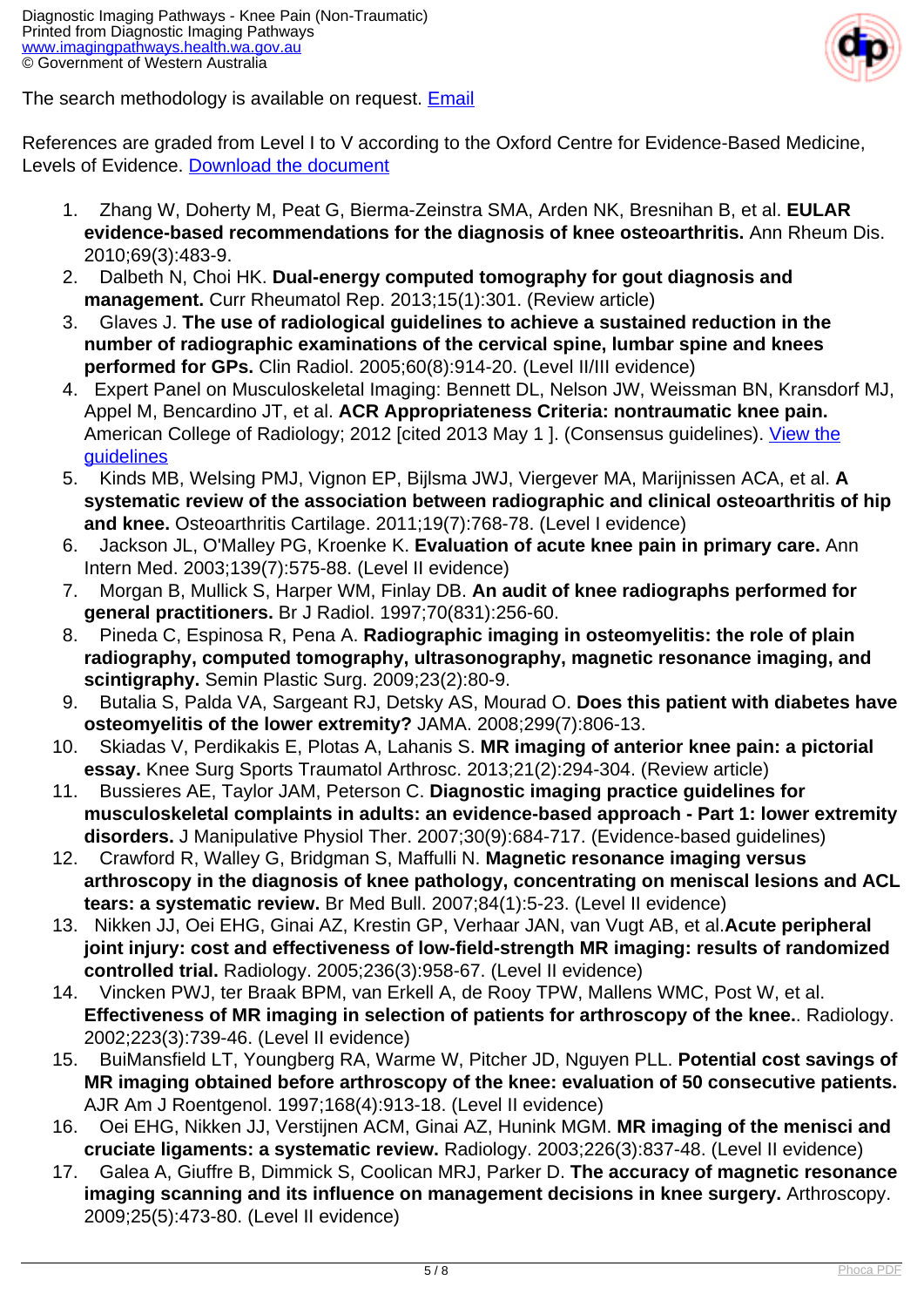The search methodology is available on request. [Email]

References are graded from Level I to V according to the Oxford Centre for Evidence-Based Medicine, Levels of Evidence. [Download the document]

1. Zhang W, Doherty M, Peat G, Bierma-Zeinstra SMA, Arden NK, Bresnihan B, et al. **EULAR evidence-based recommendations for the diagnosis of knee osteoarthritis.** Ann Rheum Dis. 2010;69(3):483-9.
2. Dalbeth N, Choi HK. **Dual-energy computed tomography for gout diagnosis and management.** Curr Rheumatol Rep. 2013;15(1):301. (Review article)
3. Glaves J. **The use of radiological guidelines to achieve a sustained reduction in the number of radiographic examinations of the cervical spine, lumbar spine and knees performed for GPs.** Clin Radiol. 2005;60(8):914-20. (Level II/III evidence)
4. Expert Panel on Musculoskeletal Imaging: Bennett DL, Nelson JW, Weissman BN, Kransdorf MJ, Appel M, Bencardino JT, et al. **ACR Appropriateness Criteria: nontraumatic knee pain.** American College of Radiology; 2012 [cited 2013 May 1 ]. (Consensus guidelines). [View the guidelines]
5. Kinds MB, Welsing PMJ, Vignon EP, Bijlsma JWJ, Viergever MA, Marijnissen ACA, et al. **A systematic review of the association between radiographic and clinical osteoarthritis of hip and knee.** Osteoarthritis Cartilage. 2011;19(7):768-78. (Level I evidence)
6. Jackson JL, O'Malley PG, Kroenke K. **Evaluation of acute knee pain in primary care.** Ann Intern Med. 2003;139(7):575-88. (Level II evidence)
7. Morgan B, Mullick S, Harper WM, Finlay DB. **An audit of knee radiographs performed for general practitioners.** Br J Radiol. 1997;70(831):256-60.
8. Pineda C, Espinosa R, Pena A. **Radiographic imaging in osteomyelitis: the role of plain radiography, computed tomography, ultrasonography, magnetic resonance imaging, and scintigraphy.** Semin Plastic Surg. 2009;23(2):80-9.
9. Butalia S, Palda VA, Sargeant RJ, Detsky AS, Mourad O. **Does this patient with diabetes have osteomyelitis of the lower extremity?** JAMA. 2008;299(7):806-13.
10. Skiadas V, Perdikakis E, Plotas A, Lahanis S. **MR imaging of anterior knee pain: a pictorial essay.** Knee Surg Sports Traumatol Arthrosc. 2013;21(2):294-304. (Review article)
11. Bussieres AE, Taylor JAM, Peterson C. **Diagnostic imaging practice guidelines for musculoskeletal complaints in adults: an evidence-based approach - Part 1: lower extremity disorders.** J Manipulative Physiol Ther. 2007;30(9):684-717. (Evidence-based guidelines)
12. Crawford R, Walley G, Bridgman S, Maffulli N. **Magnetic resonance imaging versus arthroscopy in the diagnosis of knee pathology, concentrating on meniscal lesions and ACL tears: a systematic review.** Br Med Bull. 2007;84(1):5-23. (Level II evidence)
13. Nikken JJ, Oei EHG, Ginai AZ, Krestin GP, Verhaar JAN, van Vugt AB, et al.**Acute peripheral joint injury: cost and effectiveness of low-field-strength MR imaging: results of randomized controlled trial.** Radiology. 2005;236(3):958-67. (Level II evidence)
14. Vincken PWJ, ter Braak BPM, van Erkell A, de Rooy TPW, Mallens WMC, Post W, et al. **Effectiveness of MR imaging in selection of patients for arthroscopy of the knee.**. Radiology. 2002;223(3):739-46. (Level II evidence)
15. BuiMansfield LT, Youngberg RA, Warme W, Pitcher JD, Nguyen PLL. **Potential cost savings of MR imaging obtained before arthroscopy of the knee: evaluation of 50 consecutive patients.** AJR Am J Roentgenol. 1997;168(4):913-18. (Level II evidence)
16. Oei EHG, Nikken JJ, Verstijnen ACM, Ginai AZ, Hunink MGM. **MR imaging of the menisci and cruciate ligaments: a systematic review.** Radiology. 2003;226(3):837-48. (Level II evidence)
17. Galea A, Giuffre B, Dimmick S, Coolican MRJ, Parker D. **The accuracy of magnetic resonance imaging scanning and its influence on management decisions in knee surgery.** Arthroscopy. 2009;25(5):473-80. (Level II evidence)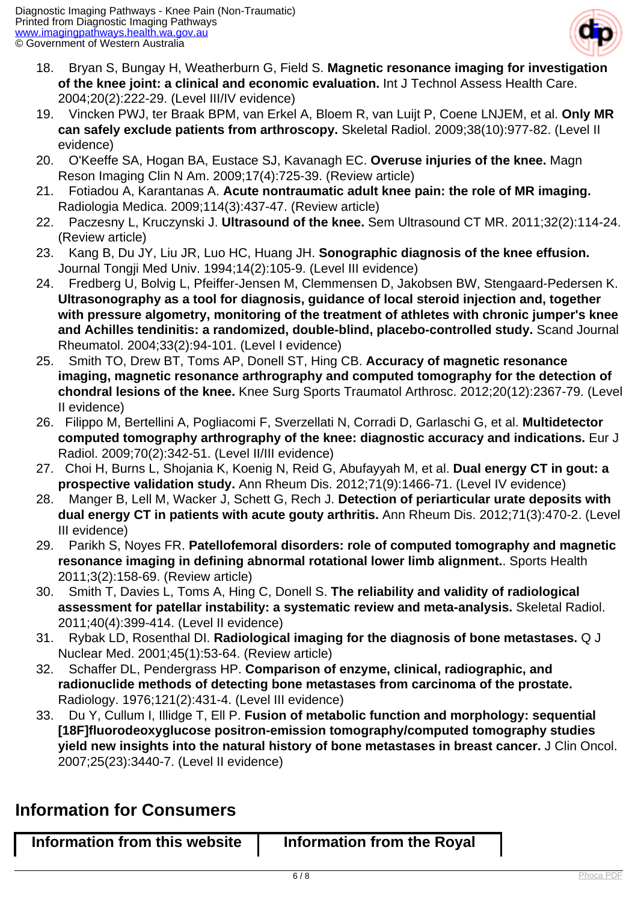18. Bryan S, Bungay H, Weatherburn G, Field S. **Magnetic resonance imaging for investigation of the knee joint: a clinical and economic evaluation.** Int J Technol Assess Health Care. 2004;20(2):222-29. (Level III/IV evidence)
19. Vincken PWJ, ter Braak BPM, van Erkel A, Bloem R, van Luijt P, Coene LNJEM, et al. **Only MR can safely exclude patients from arthroscopy.** Skeletal Radiol. 2009;38(10):977-82. (Level II evidence)
20. O'Keeffe SA, Hogan BA, Eustace SJ, Kavanagh EC. **Overuse injuries of the knee.** Magn Reson Imaging Clin N Am. 2009;17(4):725-39. (Review article)
21. Fotiadou A, Karantanas A. **Acute nontraumatic adult knee pain: the role of MR imaging.** Radiologia Medica. 2009;114(3):437-47. (Review article)
22. Paczesny L, Kruczynski J. **Ultrasound of the knee.** Sem Ultrasound CT MR. 2011;32(2):114-24. (Review article)
23. Kang B, Du JY, Liu JR, Luo HC, Huang JH. **Sonographic diagnosis of the knee effusion.** Journal Tongji Med Univ. 1994;14(2):105-9. (Level III evidence)
24. Fredberg U, Bolvig L, Pfeiffer-Jensen M, Clemmensen D, Jakobsen BW, Stengaard-Pedersen K. **Ultrasonography as a tool for diagnosis, guidance of local steroid injection and, together with pressure algometry, monitoring of the treatment of athletes with chronic jumper's knee and Achilles tendinitis: a randomized, double-blind, placebo-controlled study.** Scand Journal Rheumatol. 2004;33(2):94-101. (Level I evidence)
25. Smith TO, Drew BT, Toms AP, Donell ST, Hing CB. **Accuracy of magnetic resonance imaging, magnetic resonance arthrography and computed tomography for the detection of chondral lesions of the knee.** Knee Surg Sports Traumatol Arthrosc. 2012;20(12):2367-79. (Level II evidence)
26. Filippo M, Bertellini A, Pogliacomi F, Sverzellati N, Corradi D, Garlaschi G, et al. **Multidetector computed tomography arthrography of the knee: diagnostic accuracy and indications.** Eur J Radiol. 2009;70(2):342-51. (Level II/III evidence)
27. Choi H, Burns L, Shojania K, Koenig N, Reid G, Abufayyah M, et al. **Dual energy CT in gout: a prospective validation study.** Ann Rheum Dis. 2012;71(9):1466-71. (Level IV evidence)
28. Manger B, Lell M, Wacker J, Schett G, Rech J. **Detection of periarticular urate deposits with dual energy CT in patients with acute gouty arthritis.** Ann Rheum Dis. 2012;71(3):470-2. (Level III evidence)
29. Parikh S, Noyes FR. **Patellofemoral disorders: role of computed tomography and magnetic resonance imaging in defining abnormal rotational lower limb alignment.**. Sports Health 2011;3(2):158-69. (Review article)
30. Smith T, Davies L, Toms A, Hing C, Donell S. **The reliability and validity of radiological assessment for patellar instability: a systematic review and meta-analysis.** Skeletal Radiol. 2011;40(4):399-414. (Level II evidence)
31. Rybak LD, Rosenthal DI. **Radiological imaging for the diagnosis of bone metastases.** Q J Nuclear Med. 2001;45(1):53-64. (Review article)
32. Schaffer DL, Pendergrass HP. **Comparison of enzyme, clinical, radiographic, and radionuclide methods of detecting bone metastases from carcinoma of the prostate.** Radiology. 1976;121(2):431-4. (Level III evidence)
33. Du Y, Cullum I, Illidge T, Ell P. **Fusion of metabolic function and morphology: sequential [18F]fluorodeoxyglucose positron-emission tomography/computed tomography studies yield new insights into the natural history of bone metastases in breast cancer.** J Clin Oncol. 2007;25(23):3440-7. (Level II evidence)

## Information for Consumers

| Information from this website | Information from the Royal |
|---|---|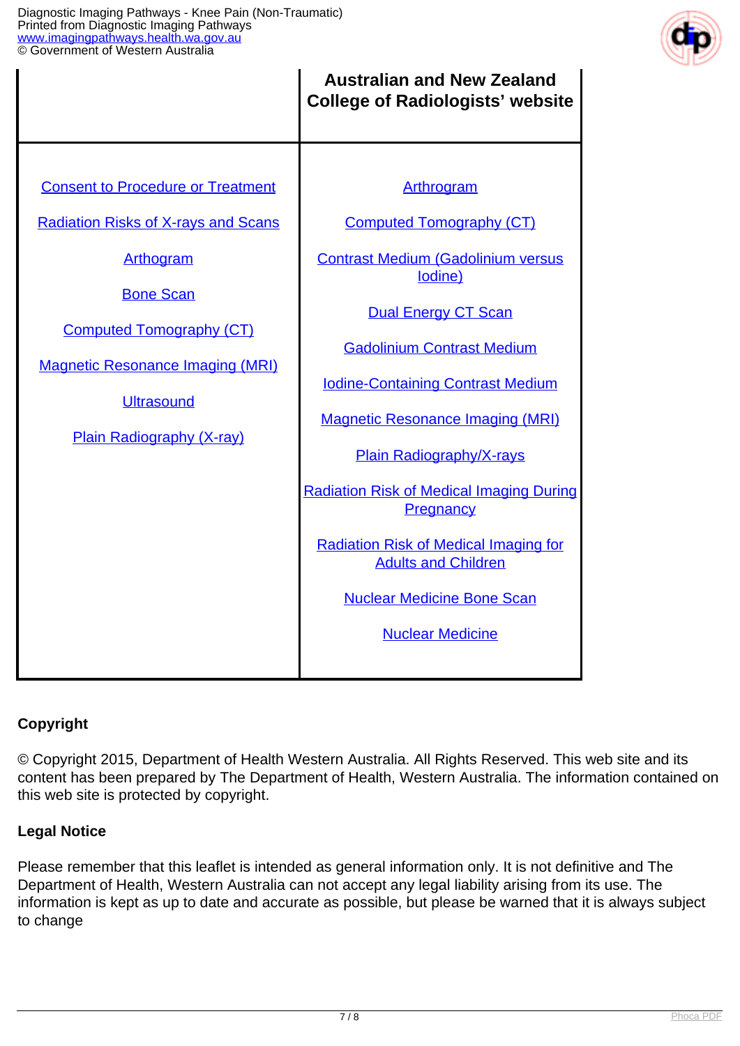| | Australian and New Zealand College of Radiologists' website |
|---|---|
| Consent to Procedure or Treatment<br><br>Radiation Risks of X-rays and Scans<br><br>Arthogram<br><br>Bone Scan<br><br>Computed Tomography (CT)<br><br>Magnetic Resonance Imaging (MRI)<br><br>Ultrasound<br><br>Plain Radiography (X-ray) | Arthrogram<br><br>Computed Tomography (CT)<br><br>Contrast Medium (Gadolinium versus Iodine)<br><br>Dual Energy CT Scan<br><br>Gadolinium Contrast Medium<br><br>Iodine-Containing Contrast Medium<br><br>Magnetic Resonance Imaging (MRI)<br><br>Plain Radiography/X-rays<br><br>Radiation Risk of Medical Imaging During Pregnancy<br><br>Radiation Risk of Medical Imaging for Adults and Children<br><br>Nuclear Medicine Bone Scan<br><br>Nuclear Medicine |

**Copyright**

© Copyright 2015, Department of Health Western Australia. All Rights Reserved. This web site and its content has been prepared by The Department of Health, Western Australia. The information contained on this web site is protected by copyright.

**Legal Notice**

Please remember that this leaflet is intended as general information only. It is not definitive and The Department of Health, Western Australia can not accept any legal liability arising from its use. The information is kept as up to date and accurate as possible, but please be warned that it is always subject to change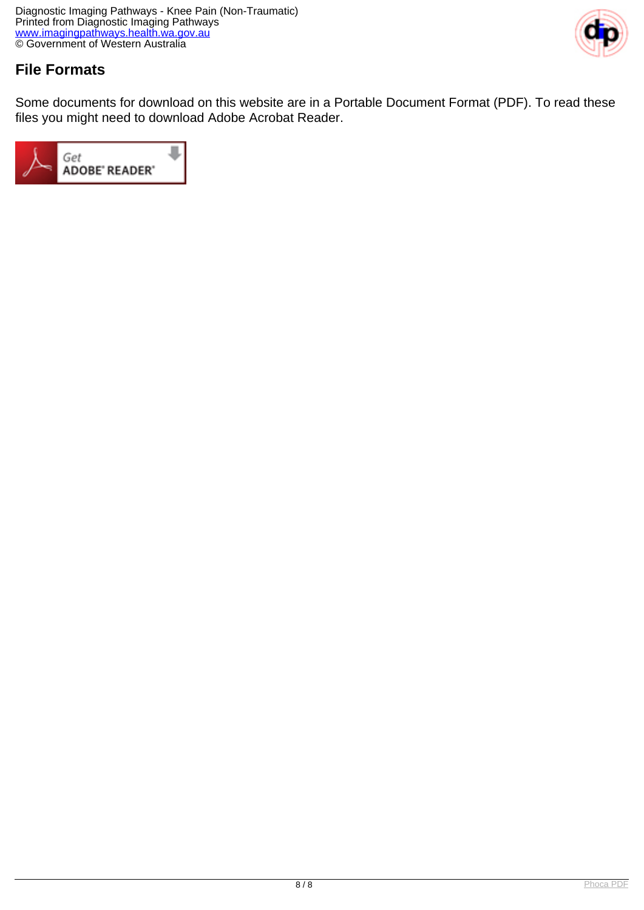## File Formats

Some documents for download on this website are in a Portable Document Format (PDF). To read these files you might need to download Adobe Acrobat Reader.